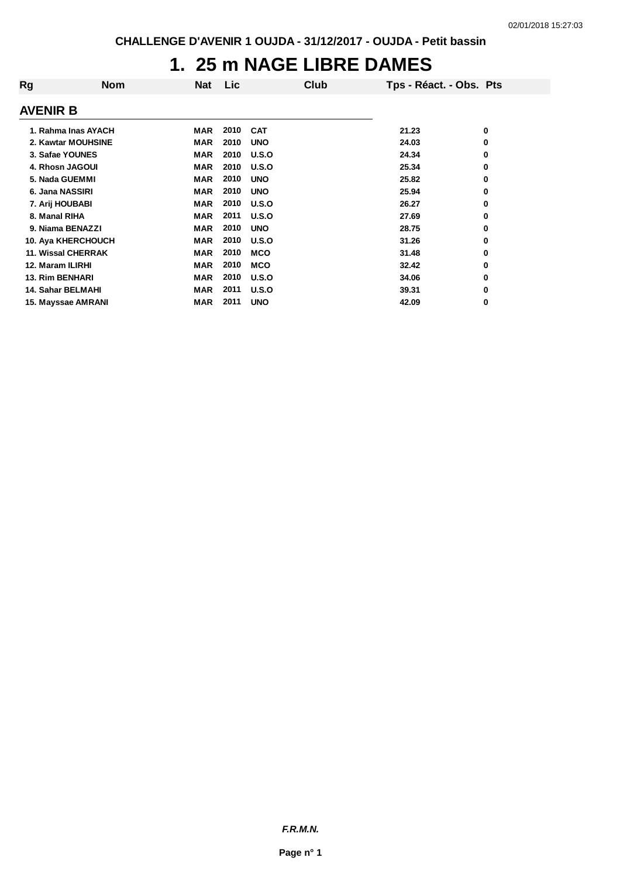CHALLENGE D'AVENIR 1 OUJDA - 31/12/2017 - OUJDA - Petit bassin

# 1. 25 m NAGE LIBRE DAMES

| Rg | Nom | Nat | Lic | Club | Tps - Réact. - Obs. | Pts |
|---|---|---|---|---|---|---|
| **AVENIR B** | | | | | | |
| 1. | Rahma Inas AYACH | MAR | 2010 | CAT | 21.23 | 0 |
| 2. | Kawtar MOUHSINE | MAR | 2010 | UNO | 24.03 | 0 |
| 3. | Safae YOUNES | MAR | 2010 | U.S.O | 24.34 | 0 |
| 4. | Rhosn JAGOUI | MAR | 2010 | U.S.O | 25.34 | 0 |
| 5. | Nada GUEMMI | MAR | 2010 | UNO | 25.82 | 0 |
| 6. | Jana NASSIRI | MAR | 2010 | UNO | 25.94 | 0 |
| 7. | Arij HOUBABI | MAR | 2010 | U.S.O | 26.27 | 0 |
| 8. | Manal RIHA | MAR | 2011 | U.S.O | 27.69 | 0 |
| 9. | Niama BENAZZI | MAR | 2010 | UNO | 28.75 | 0 |
| 10. | Aya KHERCHOUCH | MAR | 2010 | U.S.O | 31.26 | 0 |
| 11. | Wissal CHERRAK | MAR | 2010 | MCO | 31.48 | 0 |
| 12. | Maram ILIRHI | MAR | 2010 | MCO | 32.42 | 0 |
| 13. | Rim BENHARI | MAR | 2010 | U.S.O | 34.06 | 0 |
| 14. | Sahar BELMAHI | MAR | 2011 | U.S.O | 39.31 | 0 |
| 15. | Mayssae AMRANI | MAR | 2011 | UNO | 42.09 | 0 |

*F.R.M.N.*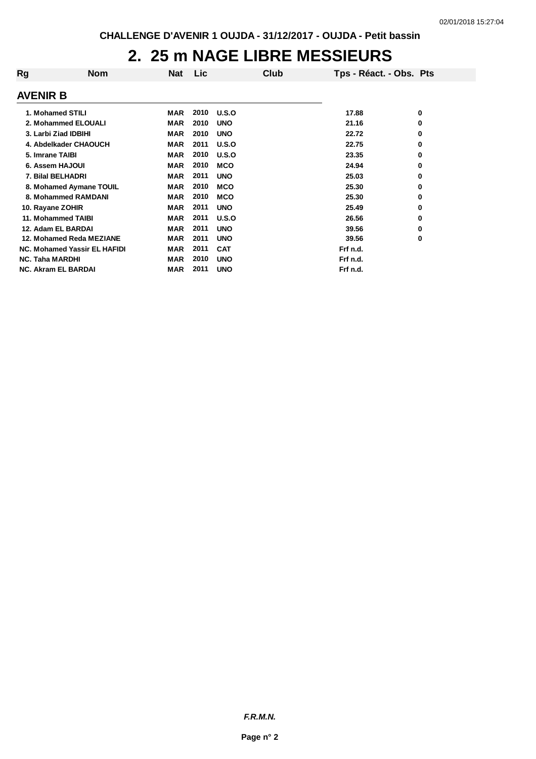CHALLENGE D'AVENIR 1 OUJDA - 31/12/2017 - OUJDA - Petit bassin

# 2. 25 m NAGE LIBRE MESSIEURS

| Rg | Nom | Nat | Lic | Club | Tps - Réact. - Obs. | Pts |
|---|---|---|---|---|---|---|

## AVENIR B

| Rg | Nom | Nat | Lic | Club | Tps - Réact. - Obs. | Pts |
|---|---|---|---|---|---|---|
| 1. | Mohamed STILI | MAR | 2010 | U.S.O | 17.88 | 0 |
| 2. | Mohammed ELOUALI | MAR | 2010 | UNO | 21.16 | 0 |
| 3. | Larbi Ziad IDBIHI | MAR | 2010 | UNO | 22.72 | 0 |
| 4. | Abdelkader CHAOUCH | MAR | 2011 | U.S.O | 22.75 | 0 |
| 5. | Imrane TAIBI | MAR | 2010 | U.S.O | 23.35 | 0 |
| 6. | Assem HAJOUI | MAR | 2010 | MCO | 24.94 | 0 |
| 7. | Bilal BELHADRI | MAR | 2011 | UNO | 25.03 | 0 |
| 8. | Mohamed Aymane TOUIL | MAR | 2010 | MCO | 25.30 | 0 |
| 8. | Mohammed RAMDANI | MAR | 2010 | MCO | 25.30 | 0 |
| 10. | Rayane ZOHIR | MAR | 2011 | UNO | 25.49 | 0 |
| 11. | Mohammed TAIBI | MAR | 2011 | U.S.O | 26.56 | 0 |
| 12. | Adam EL BARDAI | MAR | 2011 | UNO | 39.56 | 0 |
| 12. | Mohamed Reda MEZIANE | MAR | 2011 | UNO | 39.56 | 0 |
| NC. | Mohamed Yassir EL HAFIDI | MAR | 2011 | CAT | Frf n.d. | |
| NC. | Taha MARDHI | MAR | 2010 | UNO | Frf n.d. | |
| NC. | Akram EL BARDAI | MAR | 2011 | UNO | Frf n.d. | |

***F.R.M.N.***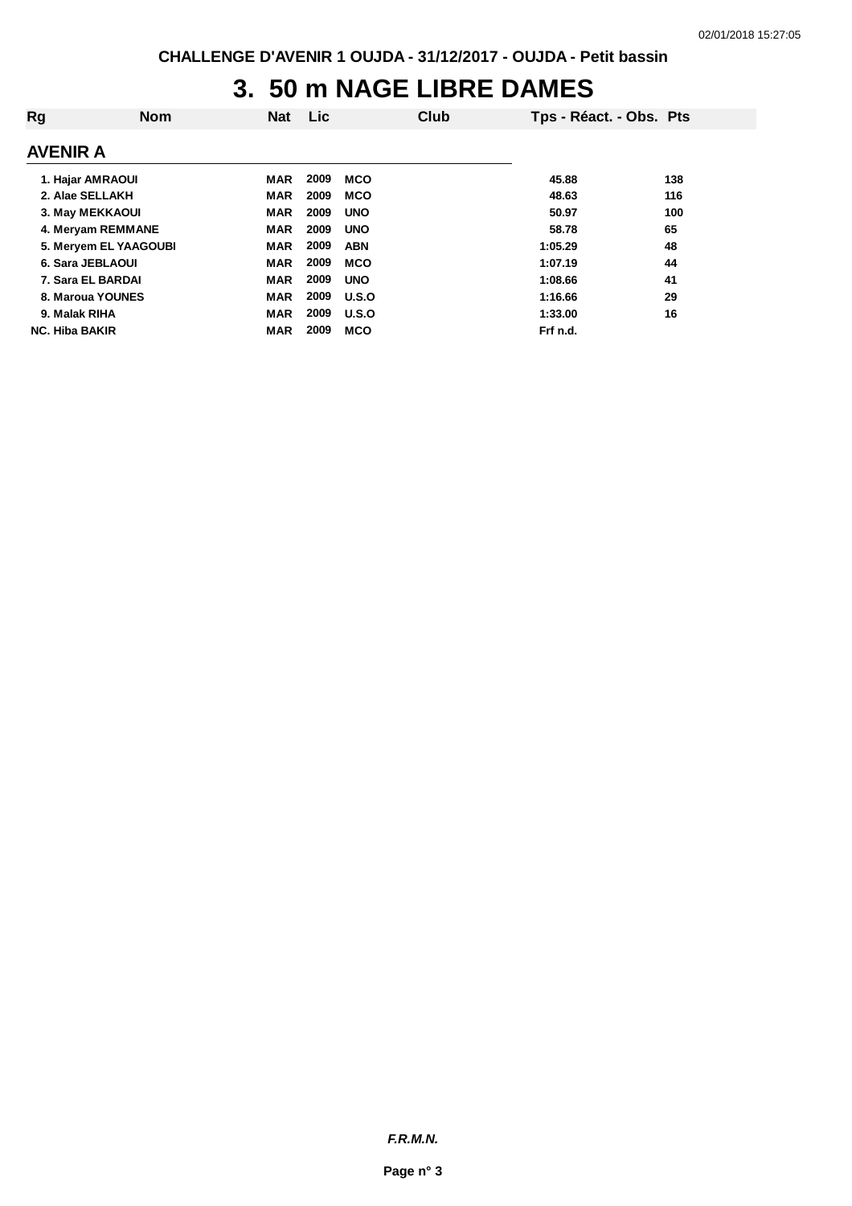CHALLENGE D'AVENIR 1 OUJDA - 31/12/2017 - OUJDA - Petit bassin

# 3. 50 m NAGE LIBRE DAMES

| Rg | Nom | Nat | Lic | Club | Tps - Réact. - Obs. | Pts |
|---|---|---|---|---|---|---|
| **AVENIR A** | | | | | | |
| 1. | Hajar AMRAOUI | MAR | 2009 | MCO | 45.88 | 138 |
| 2. | Alae SELLAKH | MAR | 2009 | MCO | 48.63 | 116 |
| 3. | May MEKKAOUI | MAR | 2009 | UNO | 50.97 | 100 |
| 4. | Meryam REMMANE | MAR | 2009 | UNO | 58.78 | 65 |
| 5. | Meryem EL YAAGOUBI | MAR | 2009 | ABN | 1:05.29 | 48 |
| 6. | Sara JEBLAOUI | MAR | 2009 | MCO | 1:07.19 | 44 |
| 7. | Sara EL BARDAI | MAR | 2009 | UNO | 1:08.66 | 41 |
| 8. | Maroua YOUNES | MAR | 2009 | U.S.O | 1:16.66 | 29 |
| 9. | Malak RIHA | MAR | 2009 | U.S.O | 1:33.00 | 16 |
| NC. | Hiba BAKIR | MAR | 2009 | MCO | Frf n.d. | |

*F.R.M.N.*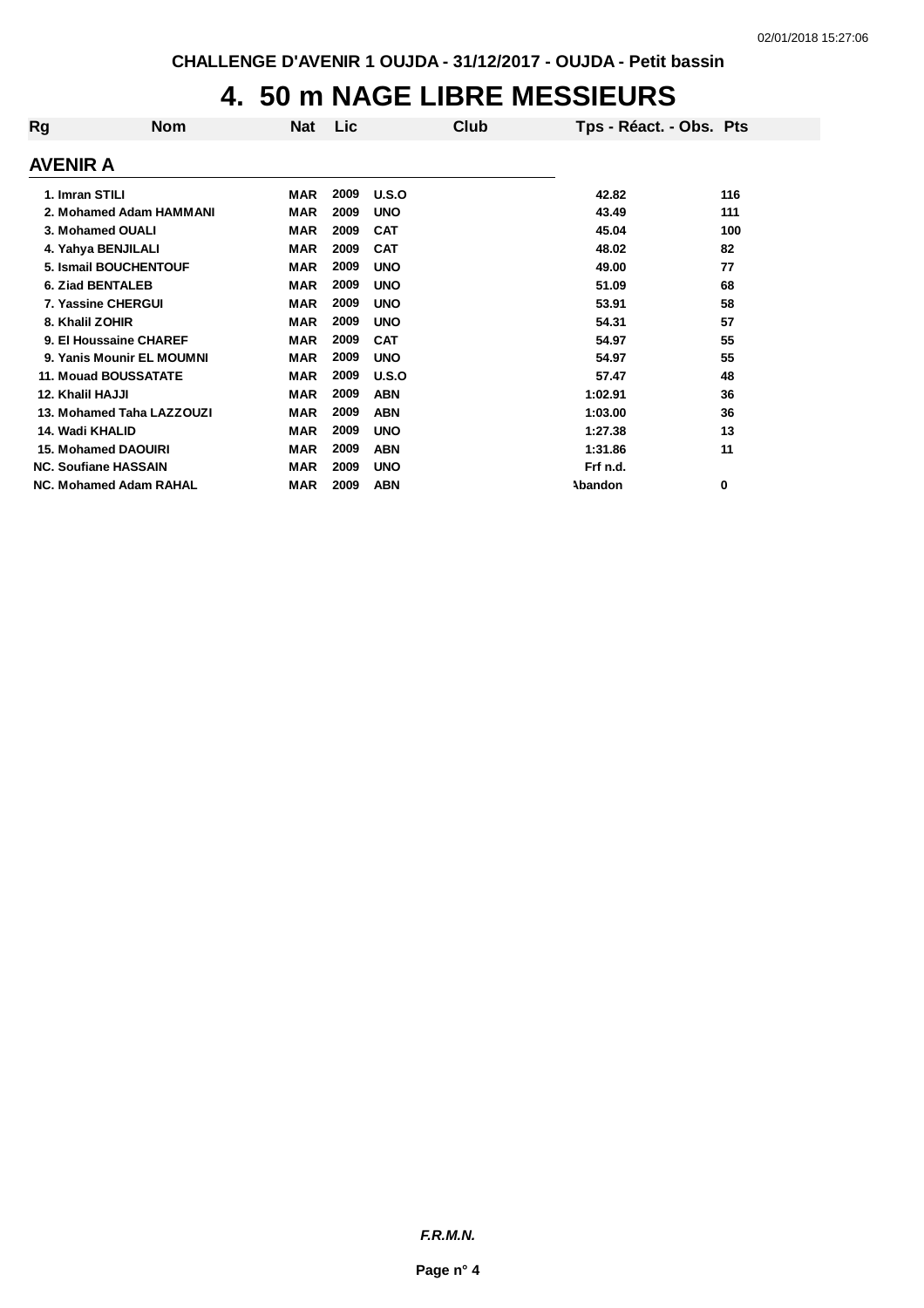CHALLENGE D'AVENIR 1 OUJDA - 31/12/2017 - OUJDA - Petit bassin

# 4. 50 m NAGE LIBRE MESSIEURS

| Rg | Nom | Nat | Lic | Club | Tps - Réact. - Obs. | Pts |
|---|---|---|---|---|---|---|

## AVENIR A

| Rg | Nom | Nat | Lic | Club | Tps - Réact. - Obs. | Pts |
|---|---|---|---|---|---|---|
| 1. | Imran STILI | MAR | 2009 | U.S.O | 42.82 | 116 |
| 2. | Mohamed Adam HAMMANI | MAR | 2009 | UNO | 43.49 | 111 |
| 3. | Mohamed OUALI | MAR | 2009 | CAT | 45.04 | 100 |
| 4. | Yahya BENJILALI | MAR | 2009 | CAT | 48.02 | 82 |
| 5. | Ismail BOUCHENTOUF | MAR | 2009 | UNO | 49.00 | 77 |
| 6. | Ziad BENTALEB | MAR | 2009 | UNO | 51.09 | 68 |
| 7. | Yassine CHERGUI | MAR | 2009 | UNO | 53.91 | 58 |
| 8. | Khalil ZOHIR | MAR | 2009 | UNO | 54.31 | 57 |
| 9. | El Houssaine CHAREF | MAR | 2009 | CAT | 54.97 | 55 |
| 9. | Yanis Mounir EL MOUMNI | MAR | 2009 | UNO | 54.97 | 55 |
| 11. | Mouad BOUSSATATE | MAR | 2009 | U.S.O | 57.47 | 48 |
| 12. | Khalil HAJJI | MAR | 2009 | ABN | 1:02.91 | 36 |
| 13. | Mohamed Taha LAZZOUZI | MAR | 2009 | ABN | 1:03.00 | 36 |
| 14. | Wadi KHALID | MAR | 2009 | UNO | 1:27.38 | 13 |
| 15. | Mohamed DAOUIRI | MAR | 2009 | ABN | 1:31.86 | 11 |
| NC. | Soufiane HASSAIN | MAR | 2009 | UNO | Frf n.d. | |
| NC. | Mohamed Adam RAHAL | MAR | 2009 | ABN | Abandon | 0 |

*F.R.M.N.*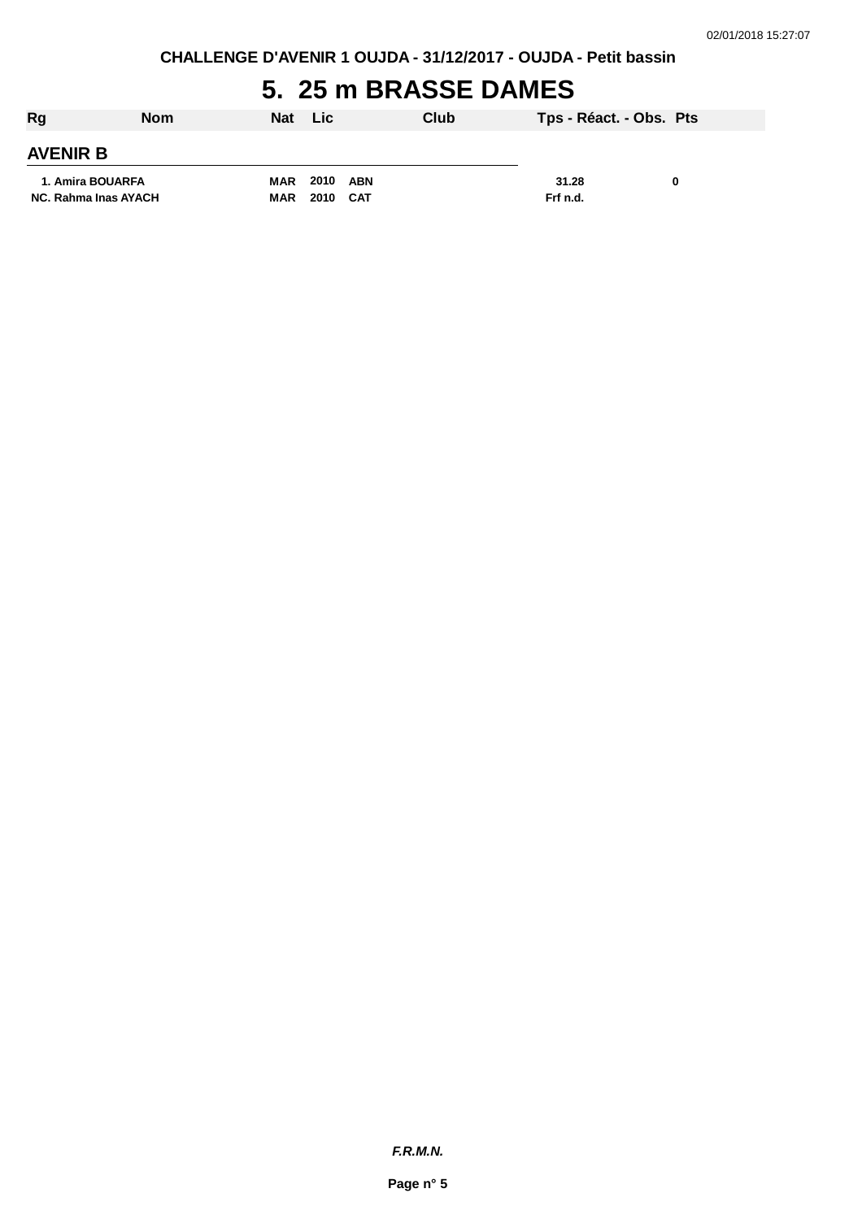CHALLENGE D'AVENIR 1 OUJDA - 31/12/2017 - OUJDA - Petit bassin

# 5. 25 m BRASSE DAMES

| Rg | Nom | Nat | Lic | Club | Tps - Réact. - Obs. | Pts |
|---|---|---|---|---|---|---|
| **AVENIR B** | | | | | | |
| 1. | Amira BOUARFA | MAR | 2010 | ABN | 31.28 | 0 |
| NC. | Rahma Inas AYACH | MAR | 2010 | CAT | Frf n.d. | |

*F.R.M.N.*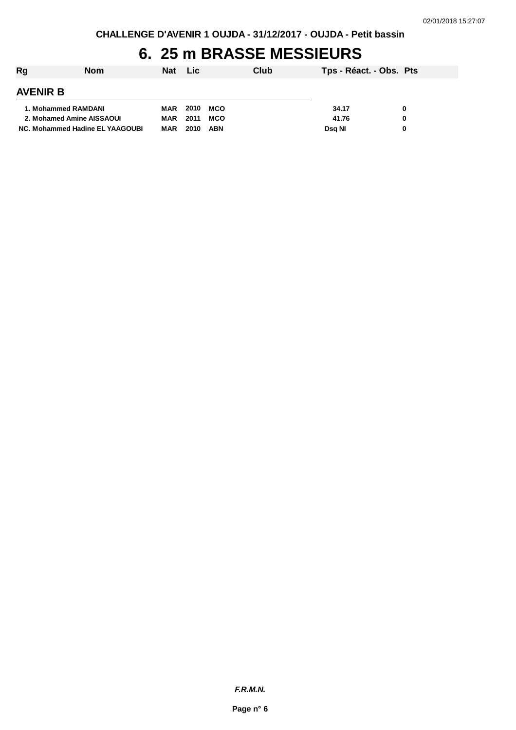CHALLENGE D'AVENIR 1 OUJDA - 31/12/2017 - OUJDA - Petit bassin

# 6. 25 m BRASSE MESSIEURS

| Rg | Nom | Nat | Lic | Club | Tps - Réact. - Obs. | Pts |
|---|---|---|---|---|---|---|
| **AVENIR B** | | | | | | |
| 1. | Mohammed RAMDANI | MAR | 2010 | MCO | 34.17 | 0 |
| 2. | Mohamed Amine AISSAOUI | MAR | 2011 | MCO | 41.76 | 0 |
| NC. | Mohammed Hadine EL YAAGOUBI | MAR | 2010 | ABN | Dsq NI | 0 |

*F.R.M.N.*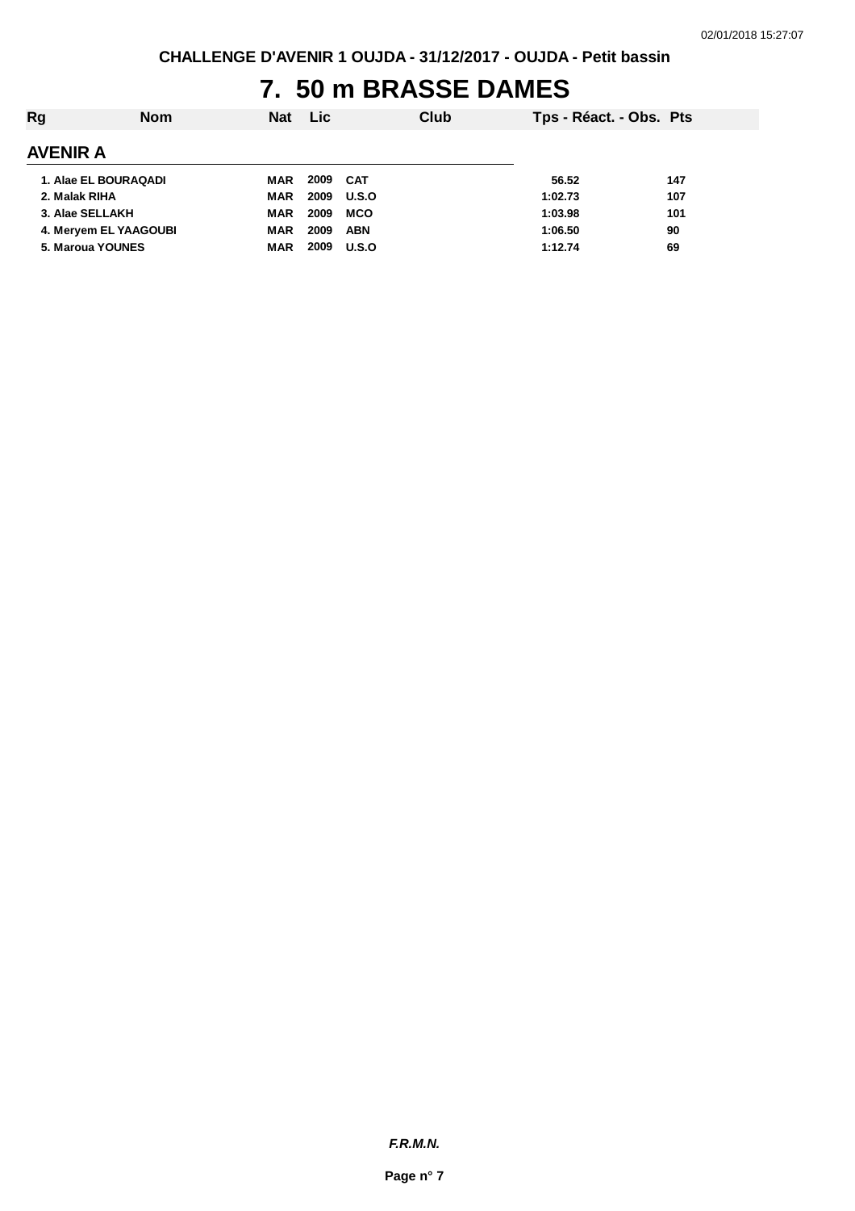# 7. 50 m BRASSE DAMES

| Rg | Nom | Nat | Lic | Club | Tps - Réact. - Obs. | Pts |
|---|---|---|---|---|---|---|

## AVENIR A

| Rg | Nom | Nat | Lic | Club | Tps - Réact. - Obs. | Pts |
|---|---|---|---|---|---|---|
| 1. | Alae EL BOURAQADI | MAR | 2009 | CAT | 56.52 | 147 |
| 2. | Malak RIHA | MAR | 2009 | U.S.O | 1:02.73 | 107 |
| 3. | Alae SELLAKH | MAR | 2009 | MCO | 1:03.98 | 101 |
| 4. | Meryem EL YAAGOUBI | MAR | 2009 | ABN | 1:06.50 | 90 |
| 5. | Maroua YOUNES | MAR | 2009 | U.S.O | 1:12.74 | 69 |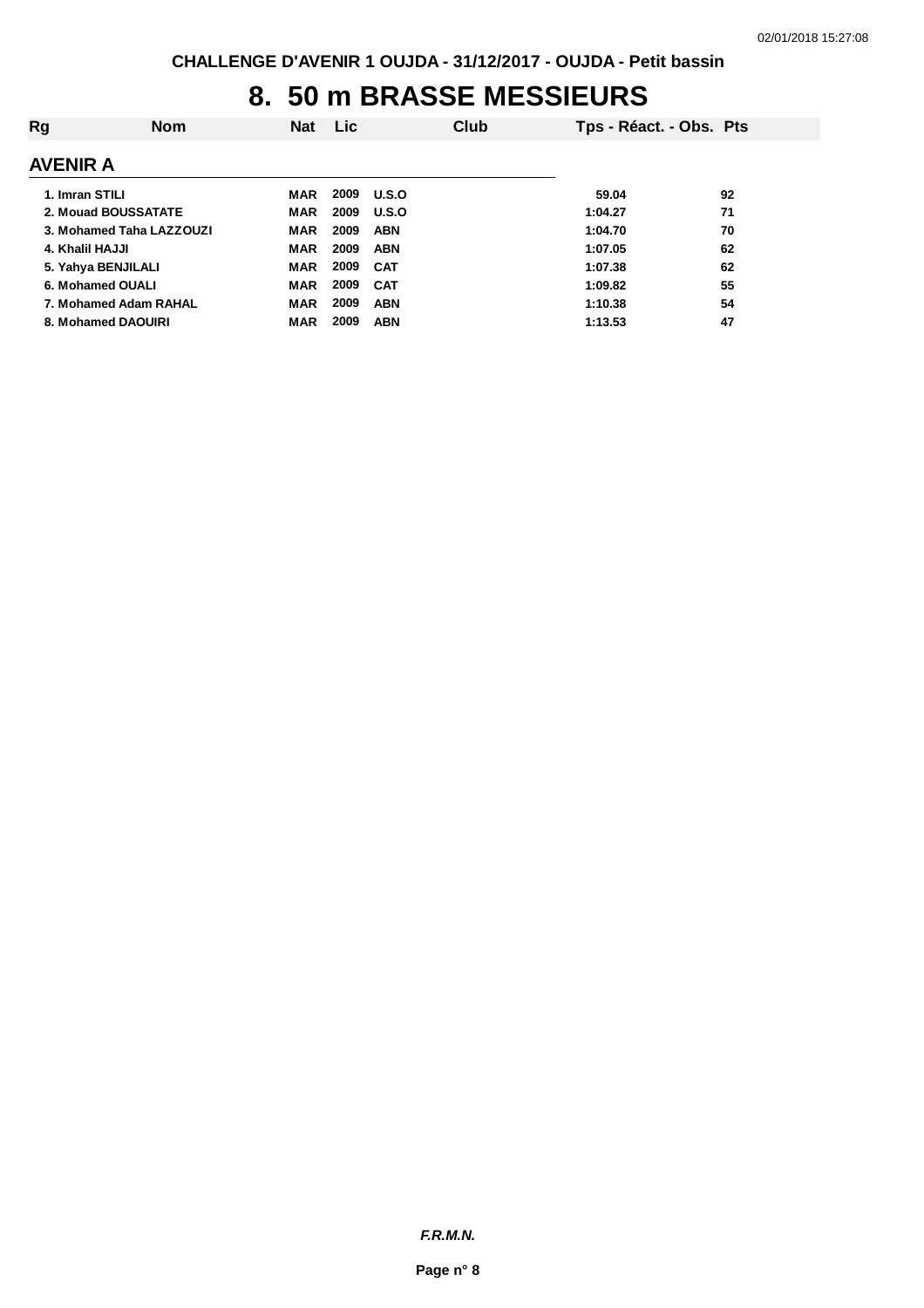CHALLENGE D'AVENIR 1 OUJDA - 31/12/2017 - OUJDA - Petit bassin

# 8. 50 m BRASSE MESSIEURS

| Rg | Nom | Nat | Lic | Club | Tps - Réact. - Obs. | Pts |
|---|---|---|---|---|---|---|

## AVENIR A

| Rg | Nom | Nat | Lic | Club | Tps - Réact. - Obs. | Pts |
|---|---|---|---|---|---|---|
| 1. | Imran STILI | MAR | 2009 | U.S.O | 59.04 | 92 |
| 2. | Mouad BOUSSATATE | MAR | 2009 | U.S.O | 1:04.27 | 71 |
| 3. | Mohamed Taha LAZZOUZI | MAR | 2009 | ABN | 1:04.70 | 70 |
| 4. | Khalil HAJJI | MAR | 2009 | ABN | 1:07.05 | 62 |
| 5. | Yahya BENJILALI | MAR | 2009 | CAT | 1:07.38 | 62 |
| 6. | Mohamed OUALI | MAR | 2009 | CAT | 1:09.82 | 55 |
| 7. | Mohamed Adam RAHAL | MAR | 2009 | ABN | 1:10.38 | 54 |
| 8. | Mohamed DAOUIRI | MAR | 2009 | ABN | 1:13.53 | 47 |

*F.R.M.N.*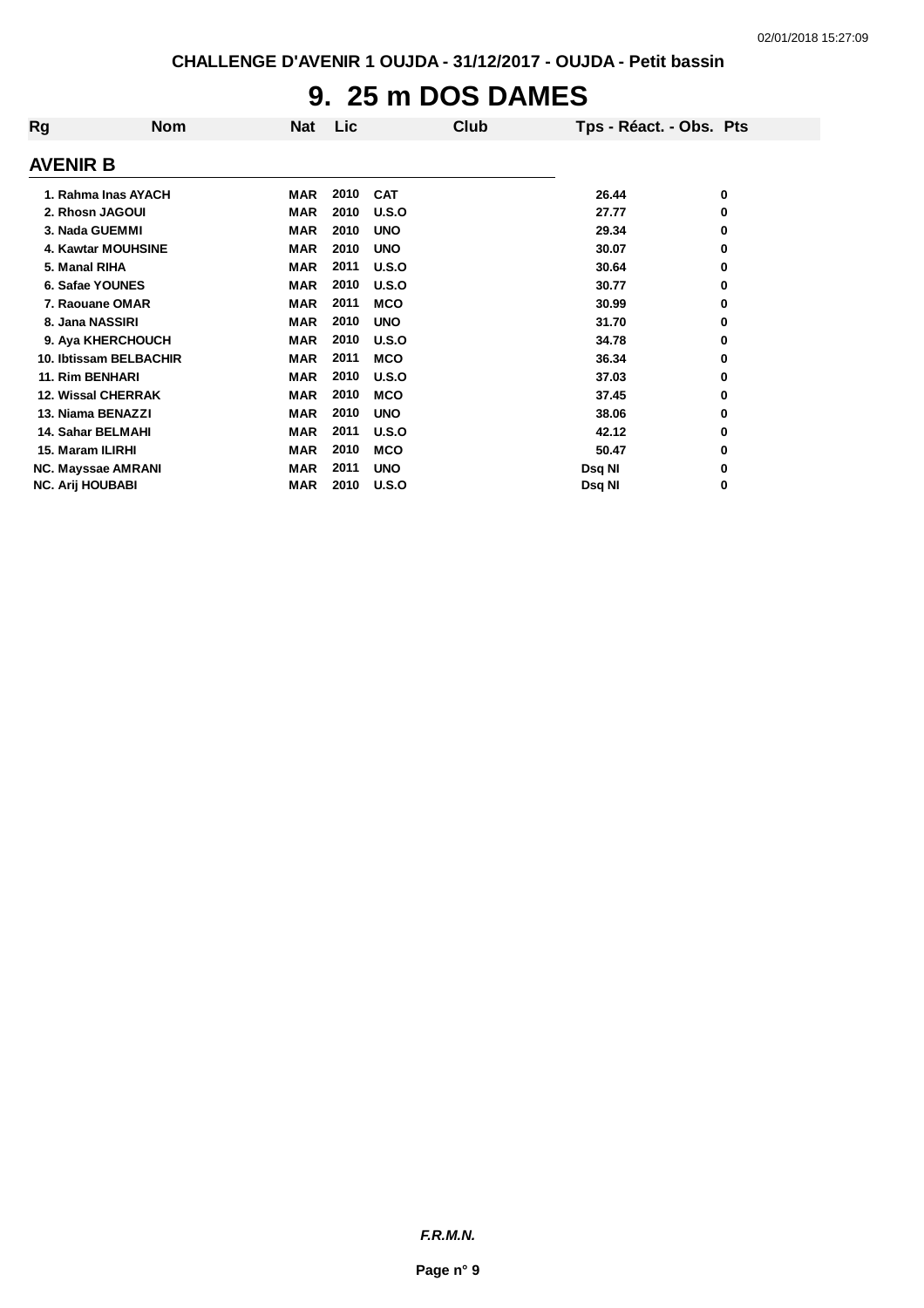CHALLENGE D'AVENIR 1 OUJDA - 31/12/2017 - OUJDA - Petit bassin

# 9. 25 m DOS DAMES

## AVENIR B

| Rg | Nom | Nat | Lic | Club | Tps - Réact. - Obs. | Pts |
|---|---|---|---|---|---|---|
| 1. | Rahma Inas AYACH | MAR | 2010 | CAT | 26.44 | 0 |
| 2. | Rhosn JAGOUI | MAR | 2010 | U.S.O | 27.77 | 0 |
| 3. | Nada GUEMMI | MAR | 2010 | UNO | 29.34 | 0 |
| 4. | Kawtar MOUHSINE | MAR | 2010 | UNO | 30.07 | 0 |
| 5. | Manal RIHA | MAR | 2011 | U.S.O | 30.64 | 0 |
| 6. | Safae YOUNES | MAR | 2010 | U.S.O | 30.77 | 0 |
| 7. | Raouane OMAR | MAR | 2011 | MCO | 30.99 | 0 |
| 8. | Jana NASSIRI | MAR | 2010 | UNO | 31.70 | 0 |
| 9. | Aya KHERCHOUCH | MAR | 2010 | U.S.O | 34.78 | 0 |
| 10. | Ibtissam BELBACHIR | MAR | 2011 | MCO | 36.34 | 0 |
| 11. | Rim BENHARI | MAR | 2010 | U.S.O | 37.03 | 0 |
| 12. | Wissal CHERRAK | MAR | 2010 | MCO | 37.45 | 0 |
| 13. | Niama BENAZZI | MAR | 2010 | UNO | 38.06 | 0 |
| 14. | Sahar BELMAHI | MAR | 2011 | U.S.O | 42.12 | 0 |
| 15. | Maram ILIRHI | MAR | 2010 | MCO | 50.47 | 0 |
| NC. | Mayssae AMRANI | MAR | 2011 | UNO | Dsq NI | 0 |
| NC. | Arij HOUBABI | MAR | 2010 | U.S.O | Dsq NI | 0 |

*F.R.M.N.*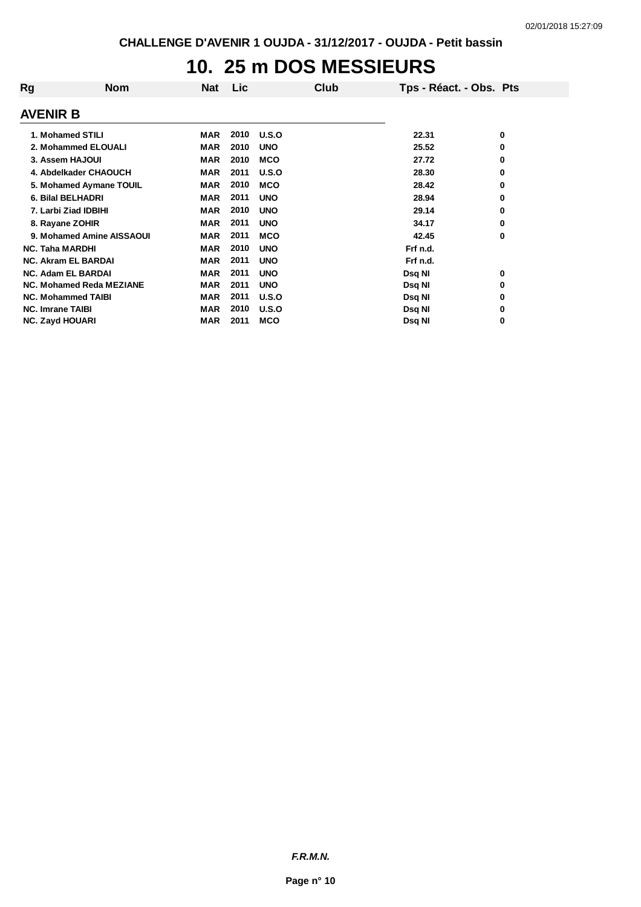CHALLENGE D'AVENIR 1 OUJDA - 31/12/2017 - OUJDA - Petit bassin

# 10. 25 m DOS MESSIEURS

## AVENIR B

| Rg | Nom | Nat | Lic | Club | Tps - Réact. - Obs. | Pts |
|---|---|---|---|---|---|---|
| 1. | Mohamed STILI | MAR | 2010 | U.S.O | 22.31 | 0 |
| 2. | Mohammed ELOUALI | MAR | 2010 | UNO | 25.52 | 0 |
| 3. | Assem HAJOUI | MAR | 2010 | MCO | 27.72 | 0 |
| 4. | Abdelkader CHAOUCH | MAR | 2011 | U.S.O | 28.30 | 0 |
| 5. | Mohamed Aymane TOUIL | MAR | 2010 | MCO | 28.42 | 0 |
| 6. | Bilal BELHADRI | MAR | 2011 | UNO | 28.94 | 0 |
| 7. | Larbi Ziad IDBIHI | MAR | 2010 | UNO | 29.14 | 0 |
| 8. | Rayane ZOHIR | MAR | 2011 | UNO | 34.17 | 0 |
| 9. | Mohamed Amine AISSAOUI | MAR | 2011 | MCO | 42.45 | 0 |
| NC. | Taha MARDHI | MAR | 2010 | UNO | Frf n.d. | |
| NC. | Akram EL BARDAI | MAR | 2011 | UNO | Frf n.d. | |
| NC. | Adam EL BARDAI | MAR | 2011 | UNO | Dsq NI | 0 |
| NC. | Mohamed Reda MEZIANE | MAR | 2011 | UNO | Dsq NI | 0 |
| NC. | Mohammed TAIBI | MAR | 2011 | U.S.O | Dsq NI | 0 |
| NC. | Imrane TAIBI | MAR | 2010 | U.S.O | Dsq NI | 0 |
| NC. | Zayd HOUARI | MAR | 2011 | MCO | Dsq NI | 0 |

***F.R.M.N.***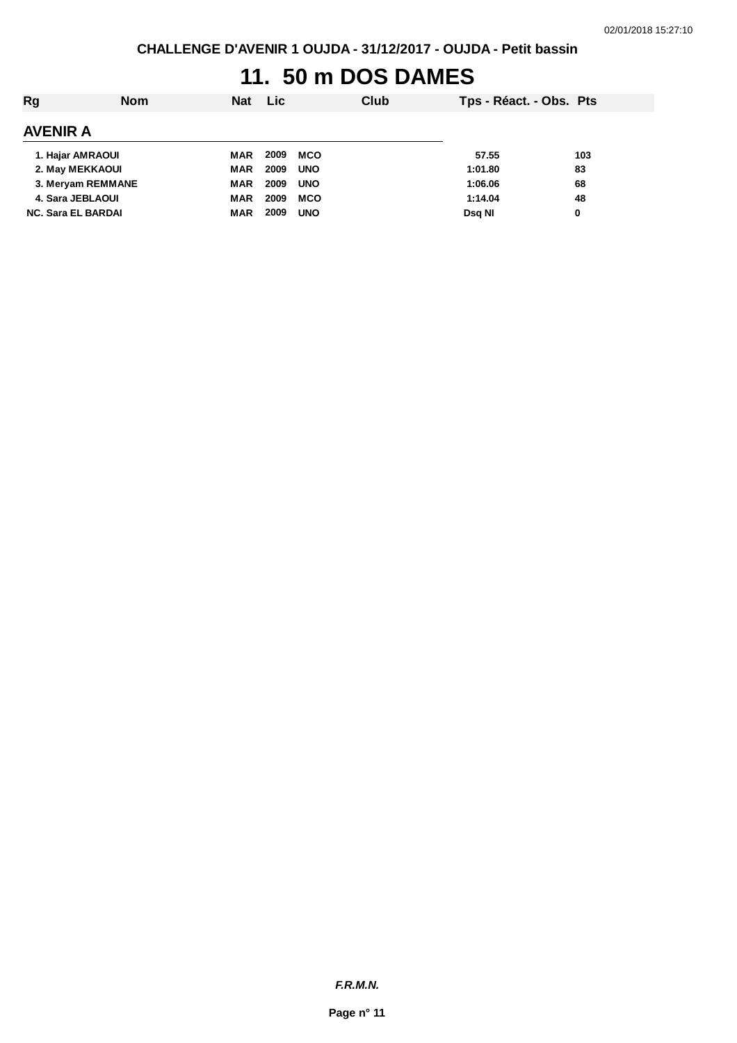CHALLENGE D'AVENIR 1 OUJDA - 31/12/2017 - OUJDA - Petit bassin

# 11. 50 m DOS DAMES

## AVENIR A

| Rg | Nom | Nat | Lic | Club | Tps - Réact. - Obs. | Pts |
|---|---|---|---|---|---|---|
| 1. | Hajar AMRAOUI | MAR | 2009 | MCO | 57.55 | 103 |
| 2. | May MEKKAOUI | MAR | 2009 | UNO | 1:01.80 | 83 |
| 3. | Meryam REMMANE | MAR | 2009 | UNO | 1:06.06 | 68 |
| 4. | Sara JEBLAOUI | MAR | 2009 | MCO | 1:14.04 | 48 |
| NC. | Sara EL BARDAI | MAR | 2009 | UNO | Dsq NI | 0 |

*F.R.M.N.*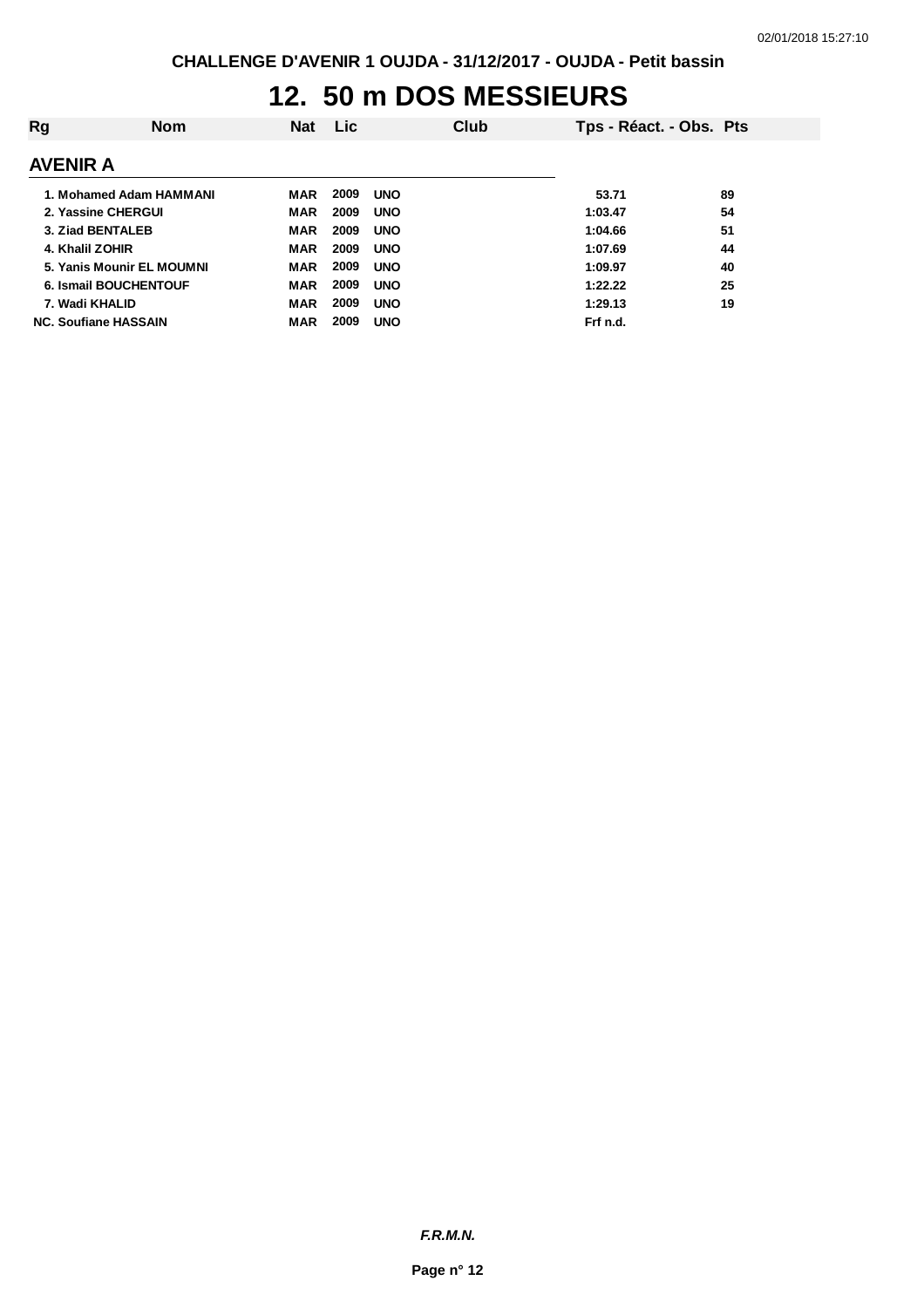CHALLENGE D'AVENIR 1 OUJDA - 31/12/2017 - OUJDA - Petit bassin

# 12. 50 m DOS MESSIEURS

| Rg | Nom | Nat | Lic | Club | Tps - Réact. - Obs. | Pts |
|---|---|---|---|---|---|---|
| **AVENIR A** | | | | | | |
| 1. | Mohamed Adam HAMMANI | MAR | 2009 | UNO | 53.71 | 89 |
| 2. | Yassine CHERGUI | MAR | 2009 | UNO | 1:03.47 | 54 |
| 3. | Ziad BENTALEB | MAR | 2009 | UNO | 1:04.66 | 51 |
| 4. | Khalil ZOHIR | MAR | 2009 | UNO | 1:07.69 | 44 |
| 5. | Yanis Mounir EL MOUMNI | MAR | 2009 | UNO | 1:09.97 | 40 |
| 6. | Ismail BOUCHENTOUF | MAR | 2009 | UNO | 1:22.22 | 25 |
| 7. | Wadi KHALID | MAR | 2009 | UNO | 1:29.13 | 19 |
| NC. | Soufiane HASSAIN | MAR | 2009 | UNO | Frf n.d. | |

*F.R.M.N.*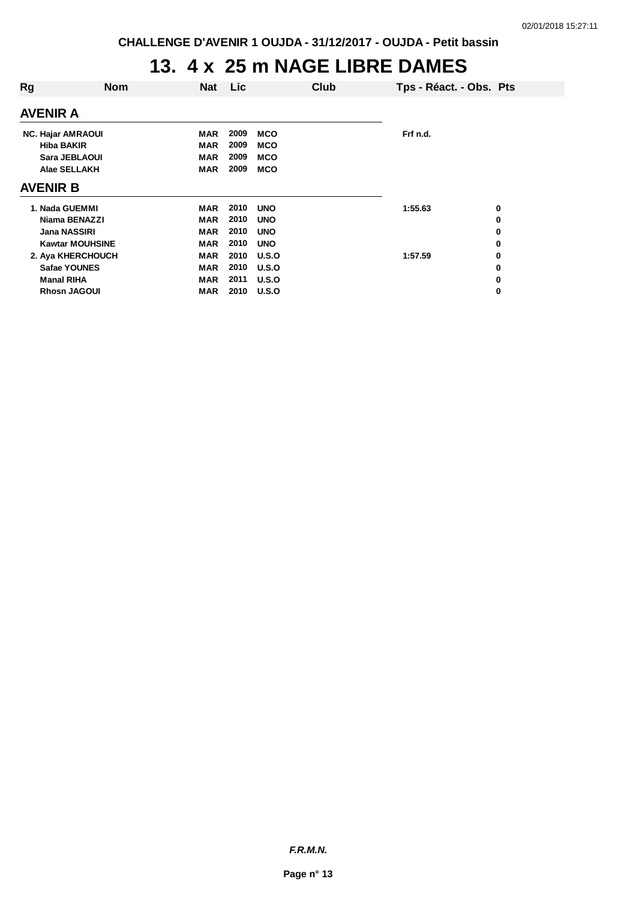CHALLENGE D'AVENIR 1 OUJDA - 31/12/2017 - OUJDA - Petit bassin

# 13. 4 x 25 m NAGE LIBRE DAMES

| Rg | Nom | Nat | Lic | Club | Tps - Réact. - Obs. | Pts |
|---|---|---|---|---|---|---|
| **AVENIR A** | | | | | | |
| NC. | Hajar AMRAOUI | MAR | 2009 | MCO | Frf n.d. | |
| | Hiba BAKIR | MAR | 2009 | MCO | | |
| | Sara JEBLAOUI | MAR | 2009 | MCO | | |
| | Alae SELLAKH | MAR | 2009 | MCO | | |
| **AVENIR B** | | | | | | |
| 1. | Nada GUEMMI | MAR | 2010 | UNO | 1:55.63 | 0 |
| | Niama BENAZZI | MAR | 2010 | UNO | | 0 |
| | Jana NASSIRI | MAR | 2010 | UNO | | 0 |
| | Kawtar MOUHSINE | MAR | 2010 | UNO | | 0 |
| 2. | Aya KHERCHOUCH | MAR | 2010 | U.S.O | 1:57.59 | 0 |
| | Safae YOUNES | MAR | 2010 | U.S.O | | 0 |
| | Manal RIHA | MAR | 2011 | U.S.O | | 0 |
| | Rhosn JAGOUI | MAR | 2010 | U.S.O | | 0 |

*F.R.M.N.*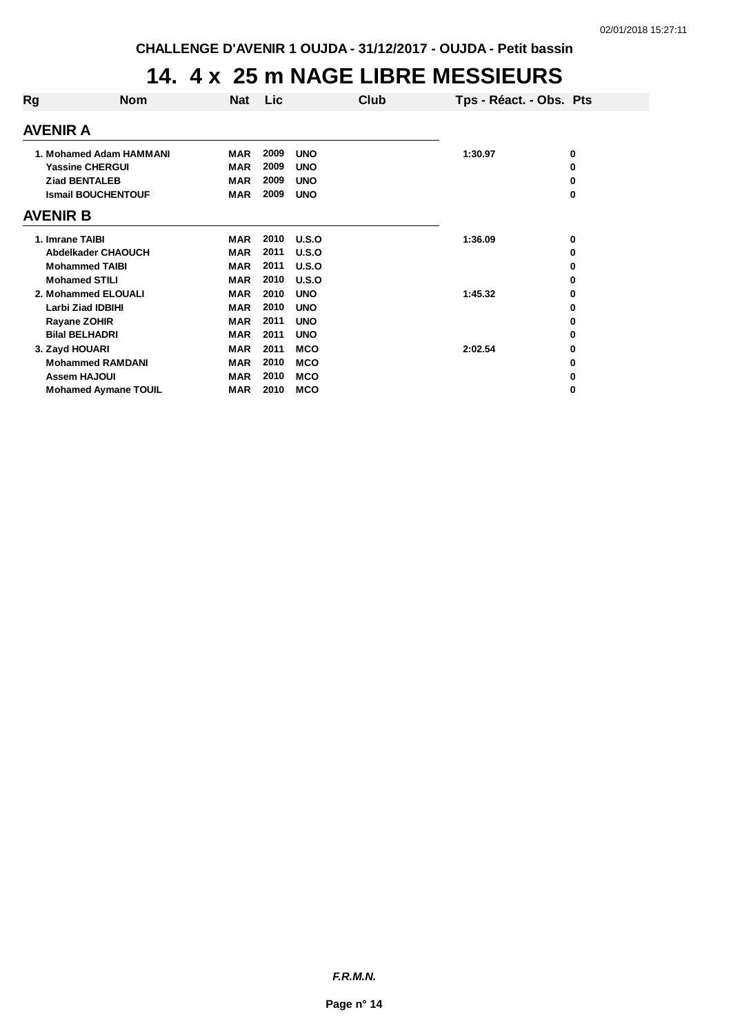CHALLENGE D'AVENIR 1 OUJDA - 31/12/2017 - OUJDA - Petit bassin

# 14. 4 x 25 m NAGE LIBRE MESSIEURS

| Rg | Nom | Nat | Lic | Club | Tps - Réact. - Obs. | Pts |
|---|---|---|---|---|---|---|
| **AVENIR A** | | | | | | |
| 1. | Mohamed Adam HAMMANI | MAR | 2009 | UNO | 1:30.97 | 0 |
| | Yassine CHERGUI | MAR | 2009 | UNO | | 0 |
| | Ziad BENTALEB | MAR | 2009 | UNO | | 0 |
| | Ismail BOUCHENTOUF | MAR | 2009 | UNO | | 0 |
| **AVENIR B** | | | | | | |
| 1. | Imrane TAIBI | MAR | 2010 | U.S.O | 1:36.09 | 0 |
| | Abdelkader CHAOUCH | MAR | 2011 | U.S.O | | 0 |
| | Mohammed TAIBI | MAR | 2011 | U.S.O | | 0 |
| | Mohamed STILI | MAR | 2010 | U.S.O | | 0 |
| 2. | Mohammed ELOUALI | MAR | 2010 | UNO | 1:45.32 | 0 |
| | Larbi Ziad IDBIHI | MAR | 2010 | UNO | | 0 |
| | Rayane ZOHIR | MAR | 2011 | UNO | | 0 |
| | Bilal BELHADRI | MAR | 2011 | UNO | | 0 |
| 3. | Zayd HOUARI | MAR | 2011 | MCO | 2:02.54 | 0 |
| | Mohammed RAMDANI | MAR | 2010 | MCO | | 0 |
| | Assem HAJOUI | MAR | 2010 | MCO | | 0 |
| | Mohamed Aymane TOUIL | MAR | 2010 | MCO | | 0 |

*F.R.M.N.*